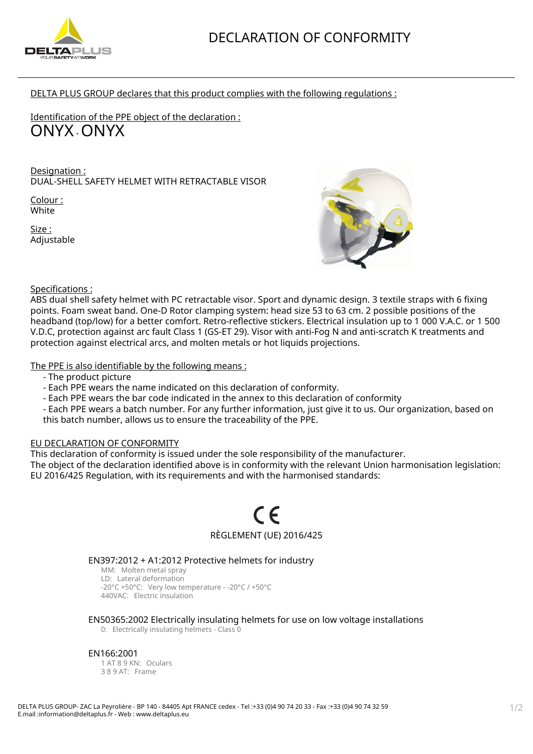# DECLARATION OF CONFORMITY

DELTA PLUS GROUP declares that this product complies with the following regulations :

Identification of the PPE object of the declaration :

## ONYX - ONYX

Designation :
DUAL-SHELL SAFETY HELMET WITH RETRACTABLE VISOR

Colour :
White

Size :
Adjustable

Specifications :
ABS dual shell safety helmet with PC retractable visor. Sport and dynamic design. 3 textile straps with 6 fixing points. Foam sweat band. One-D Rotor clamping system: head size 53 to 63 cm. 2 possible positions of the headband (top/low) for a better comfort. Retro-reflective stickers. Electrical insulation up to 1 000 V.A.C. or 1 500 V.D.C, protection against arc fault Class 1 (GS-ET 29). Visor with anti-Fog N and anti-scratch K treatments and protection against electrical arcs, and molten metals or hot liquids projections.

The PPE is also identifiable by the following means :

- The product picture
- Each PPE wears the name indicated on this declaration of conformity.
- Each PPE wears the bar code indicated in the annex to this declaration of conformity
- Each PPE wears a batch number. For any further information, just give it to us. Our organization, based on this batch number, allows us to ensure the traceability of the PPE.

EU DECLARATION OF CONFORMITY
This declaration of conformity is issued under the sole responsibility of the manufacturer.
The object of the declaration identified above is in conformity with the relevant Union harmonisation legislation: EU 2016/425 Regulation, with its requirements and with the harmonised standards:

CE
RÈGLEMENT (UE) 2016/425

EN397:2012 + A1:2012 Protective helmets for industry
- MM: Molten metal spray
- LD: Lateral deformation
- -20°C +50°C: Very low temperature - -20°C / +50°C
- 440VAC: Electric insulation

EN50365:2002 Electrically insulating helmets for use on low voltage installations
- 0: Electrically insulating helmets - Class 0

EN166:2001
- 1 AT 8 9 KN: Oculars
- 3 8 9 AT: Frame

DELTA PLUS GROUP- ZAC La Peyrolière - BP 140 - 84405 Apt FRANCE cedex - Tel :+33 (0)4 90 74 20 33 - Fax :+33 (0)4 90 74 32 59
E.mail :information@deltaplus.fr - Web : www.deltaplus.eu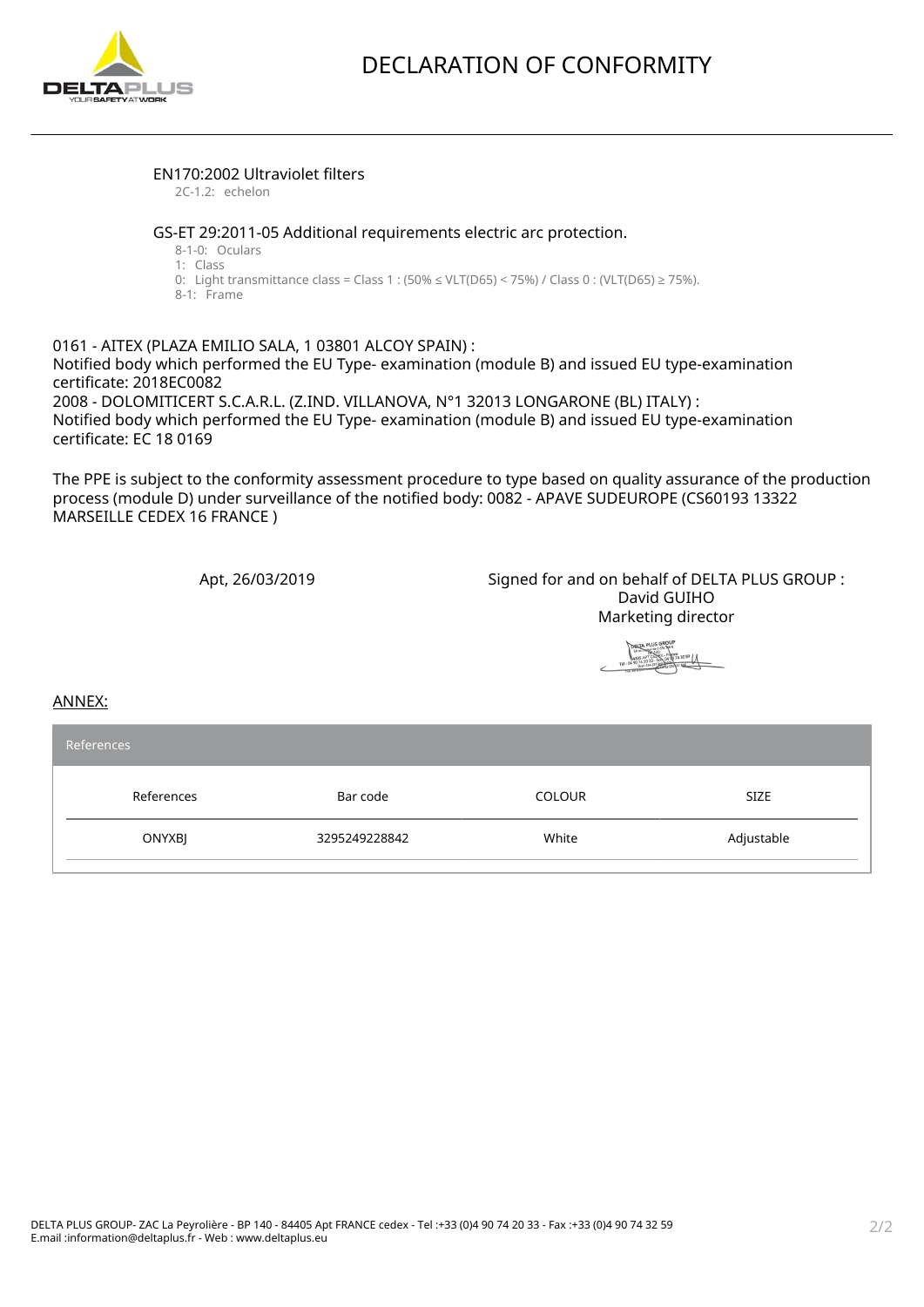# DECLARATION OF CONFORMITY

EN170:2002 Ultraviolet filters

2C-1.2: echelon

GS-ET 29:2011-05 Additional requirements electric arc protection.

8-1-0: Oculars

1: Class

0: Light transmittance class = Class 1 : (50% ≤ VLT(D65) < 75%) / Class 0 : (VLT(D65) ≥ 75%).

8-1: Frame

0161 - AITEX (PLAZA EMILIO SALA, 1 03801 ALCOY SPAIN) :
Notified body which performed the EU Type- examination (module B) and issued EU type-examination certificate: 2018EC0082

2008 - DOLOMITICERT S.C.A.R.L. (Z.IND. VILLANOVA, N°1 32013 LONGARONE (BL) ITALY) :
Notified body which performed the EU Type- examination (module B) and issued EU type-examination certificate: EC 18 0169

The PPE is subject to the conformity assessment procedure to type based on quality assurance of the production process (module D) under surveillance of the notified body: 0082 - APAVE SUDEUROPE (CS60193 13322 MARSEILLE CEDEX 16 FRANCE )

Apt, 26/03/2019

Signed for and on behalf of DELTA PLUS GROUP :
David GUIHO
Marketing director

ANNEX:

References

| References | Bar code | COLOUR | SIZE |
|---|---|---|---|
| ONYXBJ | 3295249228842 | White | Adjustable |

DELTA PLUS GROUP- ZAC La Peyrolière - BP 140 - 84405 Apt FRANCE cedex - Tel :+33 (0)4 90 74 20 33 - Fax :+33 (0)4 90 74 32 59
E.mail :information@deltaplus.fr - Web : www.deltaplus.eu